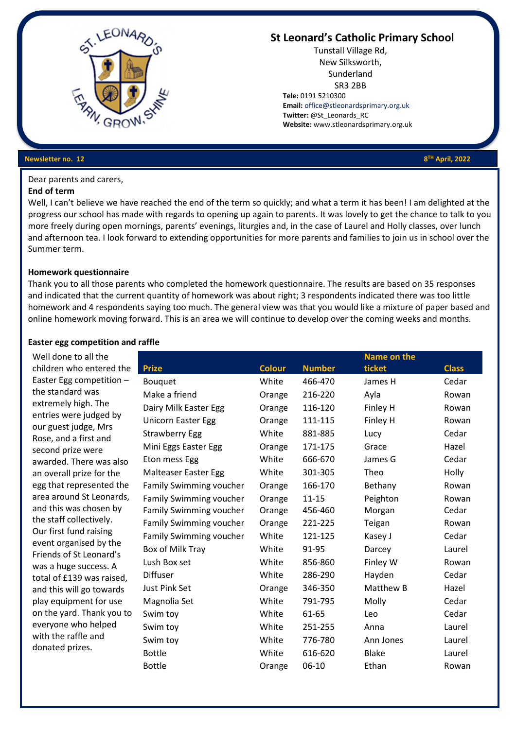# St Leonard's Catholic Primary School

Tunstall Village Rd,
New Silksworth,
Sunderland
SR3 2BB

**Tele:** 0191 5210300
**Email:** office@stleonardsprimary.org.uk
**Twitter:** @St_Leonards_RC
**Website:** www.stleonardsprimary.org.uk

**Newsletter no. 12** **8TH April, 2022**

Dear parents and carers,

**End of term**

Well, I can't believe we have reached the end of the term so quickly; and what a term it has been! I am delighted at the progress our school has made with regards to opening up again to parents. It was lovely to get the chance to talk to you more freely during open mornings, parents' evenings, liturgies and, in the case of Laurel and Holly classes, over lunch and afternoon tea. I look forward to extending opportunities for more parents and families to join us in school over the Summer term.

**Homework questionnaire**

Thank you to all those parents who completed the homework questionnaire. The results are based on 35 responses and indicated that the current quantity of homework was about right; 3 respondents indicated there was too little homework and 4 respondents saying too much. The general view was that you would like a mixture of paper based and online homework moving forward. This is an area we will continue to develop over the coming weeks and months.

**Easter egg competition and raffle**

Well done to all the children who entered the Easter Egg competition – the standard was extremely high. The entries were judged by our guest judge, Mrs Rose, and a first and second prize were awarded. There was also an overall prize for the egg that represented the area around St Leonards, and this was chosen by the staff collectively. Our first fund raising event organised by the Friends of St Leonard's was a huge success. A total of £139 was raised, and this will go towards play equipment for use on the yard. Thank you to everyone who helped with the raffle and donated prizes.

| Prize | Colour | Number | Name on the ticket | Class |
|---|---|---|---|---|
| Bouquet | White | 466-470 | James H | Cedar |
| Make a friend | Orange | 216-220 | Ayla | Rowan |
| Dairy Milk Easter Egg | Orange | 116-120 | Finley H | Rowan |
| Unicorn Easter Egg | Orange | 111-115 | Finley H | Rowan |
| Strawberry Egg | White | 881-885 | Lucy | Cedar |
| Mini Eggs Easter Egg | Orange | 171-175 | Grace | Hazel |
| Eton mess Egg | White | 666-670 | James G | Cedar |
| Malteaser Easter Egg | White | 301-305 | Theo | Holly |
| Family Swimming voucher | Orange | 166-170 | Bethany | Rowan |
| Family Swimming voucher | Orange | 11-15 | Peighton | Rowan |
| Family Swimming voucher | Orange | 456-460 | Morgan | Cedar |
| Family Swimming voucher | Orange | 221-225 | Teigan | Rowan |
| Family Swimming voucher | White | 121-125 | Kasey J | Cedar |
| Box of Milk Tray | White | 91-95 | Darcey | Laurel |
| Lush Box set | White | 856-860 | Finley W | Rowan |
| Diffuser | White | 286-290 | Hayden | Cedar |
| Just Pink Set | Orange | 346-350 | Matthew B | Hazel |
| Magnolia Set | White | 791-795 | Molly | Cedar |
| Swim toy | White | 61-65 | Leo | Cedar |
| Swim toy | White | 251-255 | Anna | Laurel |
| Swim toy | White | 776-780 | Ann Jones | Laurel |
| Bottle | White | 616-620 | Blake | Laurel |
| Bottle | Orange | 06-10 | Ethan | Rowan |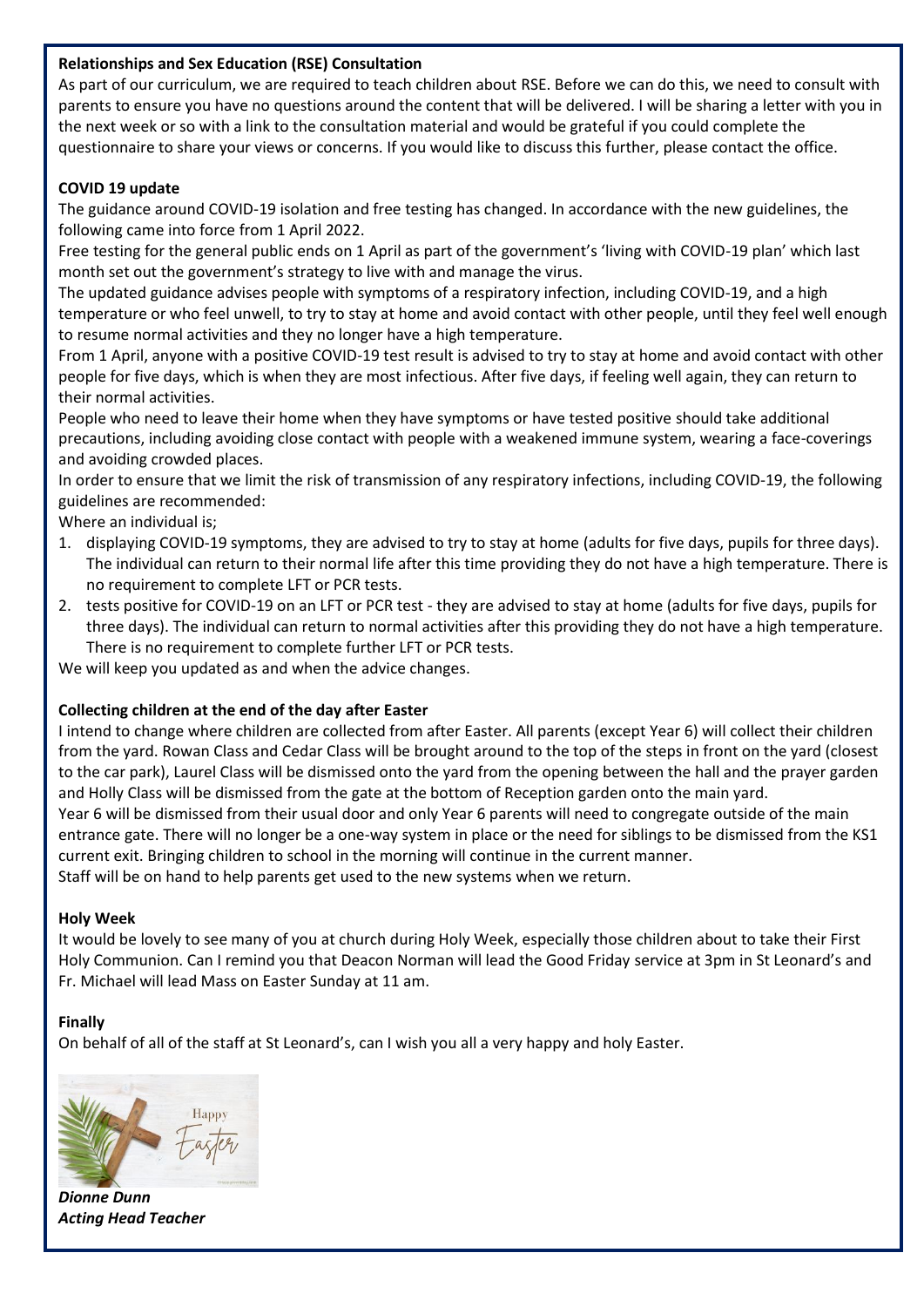**Relationships and Sex Education (RSE) Consultation**

As part of our curriculum, we are required to teach children about RSE. Before we can do this, we need to consult with parents to ensure you have no questions around the content that will be delivered. I will be sharing a letter with you in the next week or so with a link to the consultation material and would be grateful if you could complete the questionnaire to share your views or concerns. If you would like to discuss this further, please contact the office.

**COVID 19 update**

The guidance around COVID-19 isolation and free testing has changed. In accordance with the new guidelines, the following came into force from 1 April 2022.

Free testing for the general public ends on 1 April as part of the government's 'living with COVID-19 plan' which last month set out the government's strategy to live with and manage the virus.

The updated guidance advises people with symptoms of a respiratory infection, including COVID-19, and a high temperature or who feel unwell, to try to stay at home and avoid contact with other people, until they feel well enough to resume normal activities and they no longer have a high temperature.

From 1 April, anyone with a positive COVID-19 test result is advised to try to stay at home and avoid contact with other people for five days, which is when they are most infectious. After five days, if feeling well again, they can return to their normal activities.

People who need to leave their home when they have symptoms or have tested positive should take additional precautions, including avoiding close contact with people with a weakened immune system, wearing a face-coverings and avoiding crowded places.

In order to ensure that we limit the risk of transmission of any respiratory infections, including COVID-19, the following guidelines are recommended:

Where an individual is;

1. displaying COVID-19 symptoms, they are advised to try to stay at home (adults for five days, pupils for three days). The individual can return to their normal life after this time providing they do not have a high temperature. There is no requirement to complete LFT or PCR tests.
2. tests positive for COVID-19 on an LFT or PCR test - they are advised to stay at home (adults for five days, pupils for three days). The individual can return to normal activities after this providing they do not have a high temperature. There is no requirement to complete further LFT or PCR tests.

We will keep you updated as and when the advice changes.

**Collecting children at the end of the day after Easter**

I intend to change where children are collected from after Easter. All parents (except Year 6) will collect their children from the yard. Rowan Class and Cedar Class will be brought around to the top of the steps in front on the yard (closest to the car park), Laurel Class will be dismissed onto the yard from the opening between the hall and the prayer garden and Holly Class will be dismissed from the gate at the bottom of Reception garden onto the main yard.

Year 6 will be dismissed from their usual door and only Year 6 parents will need to congregate outside of the main entrance gate. There will no longer be a one-way system in place or the need for siblings to be dismissed from the KS1 current exit. Bringing children to school in the morning will continue in the current manner.

Staff will be on hand to help parents get used to the new systems when we return.

**Holy Week**

It would be lovely to see many of you at church during Holy Week, especially those children about to take their First Holy Communion. Can I remind you that Deacon Norman will lead the Good Friday service at 3pm in St Leonard's and Fr. Michael will lead Mass on Easter Sunday at 11 am.

**Finally**

On behalf of all of the staff at St Leonard's, can I wish you all a very happy and holy Easter.

***Dionne Dunn***
***Acting Head Teacher***